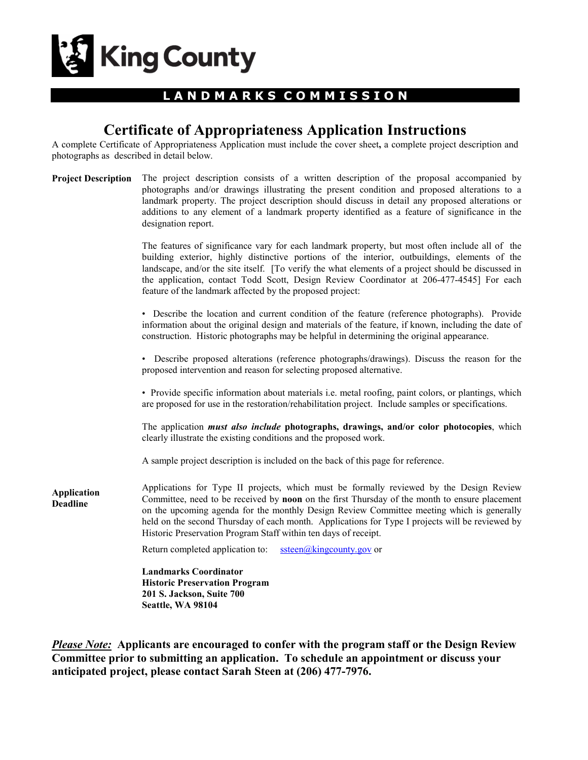King County

**LANDMARKS COMMISSION**

# Certificate of Appropriateness Application Instructions

A complete Certificate of Appropriateness Application must include the cover sheet**,** a complete project description and photographs as described in detail below.

**Project Description**

The project description consists of a written description of the proposal accompanied by photographs and/or drawings illustrating the present condition and proposed alterations to a landmark property. The project description should discuss in detail any proposed alterations or additions to any element of a landmark property identified as a feature of significance in the designation report.

The features of significance vary for each landmark property, but most often include all of the building exterior, highly distinctive portions of the interior, outbuildings, elements of the landscape, and/or the site itself. [To verify the what elements of a project should be discussed in the application, contact Todd Scott, Design Review Coordinator at 206-477-4545] For each feature of the landmark affected by the proposed project:

- Describe the location and current condition of the feature (reference photographs). Provide information about the original design and materials of the feature, if known, including the date of construction. Historic photographs may be helpful in determining the original appearance.
- Describe proposed alterations (reference photographs/drawings). Discuss the reason for the proposed intervention and reason for selecting proposed alternative.
- Provide specific information about materials i.e. metal roofing, paint colors, or plantings, which are proposed for use in the restoration/rehabilitation project. Include samples or specifications.

The application ***must also include*** **photographs, drawings, and/or color photocopies**, which clearly illustrate the existing conditions and the proposed work.

A sample project description is included on the back of this page for reference.

**Application Deadline**

Applications for Type II projects, which must be formally reviewed by the Design Review Committee, need to be received by **noon** on the first Thursday of the month to ensure placement on the upcoming agenda for the monthly Design Review Committee meeting which is generally held on the second Thursday of each month. Applications for Type I projects will be reviewed by Historic Preservation Program Staff within ten days of receipt.

Return completed application to: ssteen@kingcounty.gov or

**Landmarks Coordinator**
**Historic Preservation Program**
**201 S. Jackson, Suite 700**
**Seattle, WA 98104**

***Please Note:*** **Applicants are encouraged to confer with the program staff or the Design Review Committee prior to submitting an application. To schedule an appointment or discuss your anticipated project, please contact Sarah Steen at (206) 477-7976.**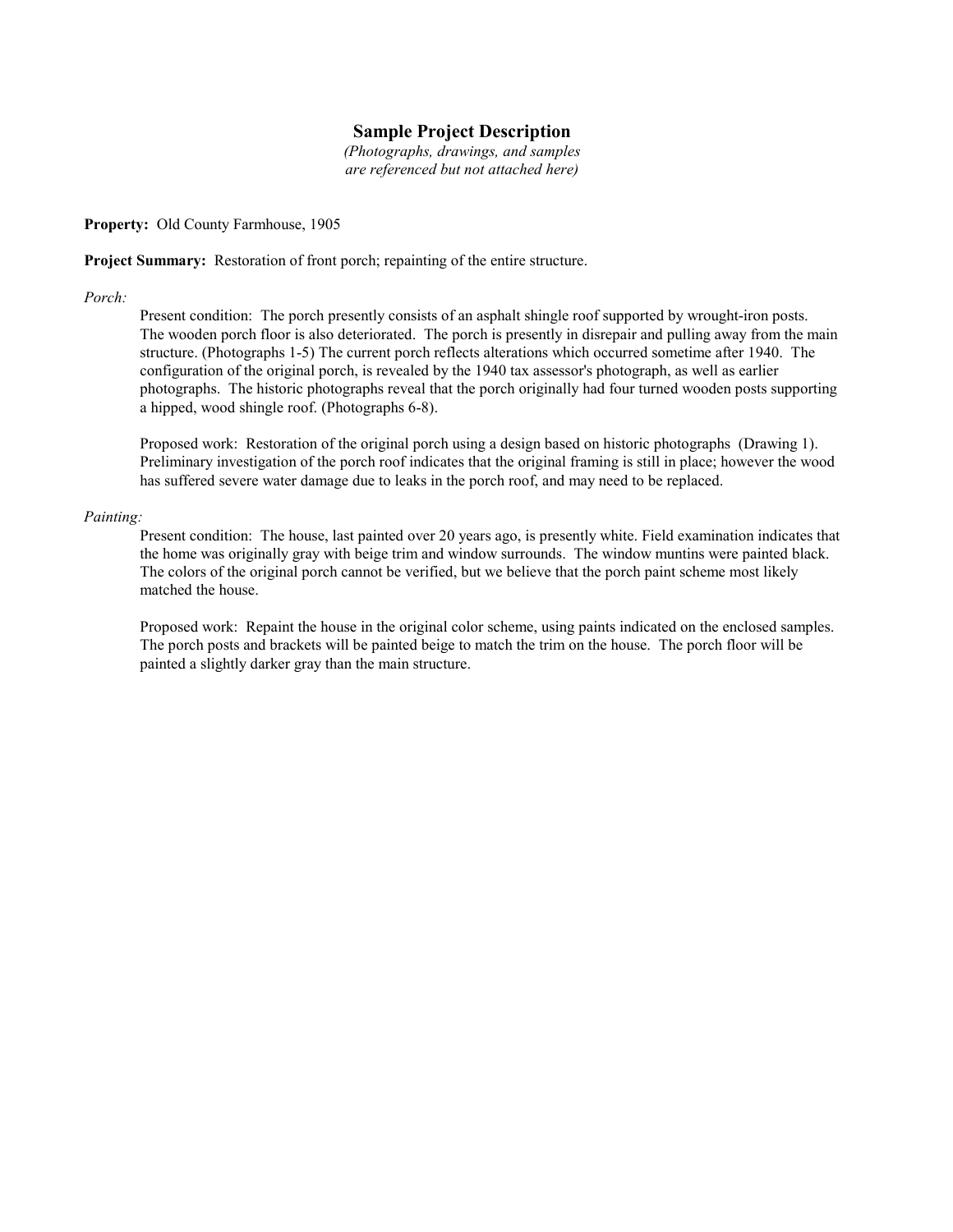## Sample Project Description

*(Photographs, drawings, and samples are referenced but not attached here)*

**Property:** Old County Farmhouse, 1905

**Project Summary:** Restoration of front porch; repainting of the entire structure.

*Porch:*

Present condition: The porch presently consists of an asphalt shingle roof supported by wrought-iron posts. The wooden porch floor is also deteriorated. The porch is presently in disrepair and pulling away from the main structure. (Photographs 1-5) The current porch reflects alterations which occurred sometime after 1940. The configuration of the original porch, is revealed by the 1940 tax assessor's photograph, as well as earlier photographs. The historic photographs reveal that the porch originally had four turned wooden posts supporting a hipped, wood shingle roof. (Photographs 6-8).

Proposed work: Restoration of the original porch using a design based on historic photographs (Drawing 1). Preliminary investigation of the porch roof indicates that the original framing is still in place; however the wood has suffered severe water damage due to leaks in the porch roof, and may need to be replaced.

*Painting:*

Present condition: The house, last painted over 20 years ago, is presently white. Field examination indicates that the home was originally gray with beige trim and window surrounds. The window muntins were painted black. The colors of the original porch cannot be verified, but we believe that the porch paint scheme most likely matched the house.

Proposed work: Repaint the house in the original color scheme, using paints indicated on the enclosed samples. The porch posts and brackets will be painted beige to match the trim on the house. The porch floor will be painted a slightly darker gray than the main structure.